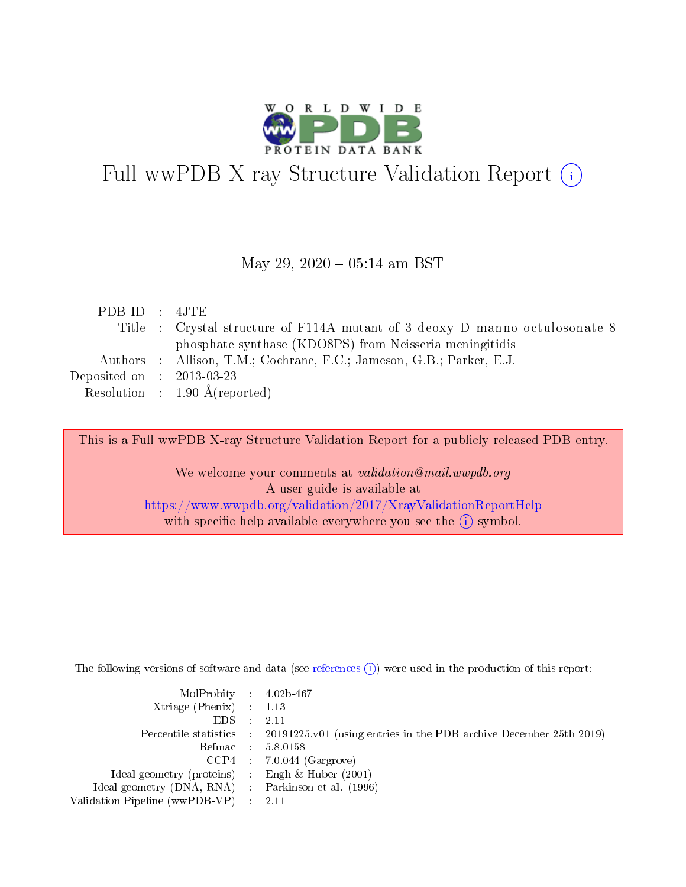# Full wwPDB X-ray Structure Validation Report (i)

May 29, 2020 – 05:14 am BST

| | | |
|---|---|---|
| PDB ID | : | 4JTE |
| Title | : | Crystal structure of F114A mutant of 3-deoxy-D-manno-octulosonate 8-phosphate synthase (KDO8PS) from Neisseria meningitidis |
| Authors | : | Allison, T.M.; Cochrane, F.C.; Jameson, G.B.; Parker, E.J. |
| Deposited on | : | 2013-03-23 |
| Resolution | : | 1.90 Å(reported) |

This is a Full wwPDB X-ray Structure Validation Report for a publicly released PDB entry.

We welcome your comments at *validation@mail.wwpdb.org*
A user guide is available at
https://www.wwpdb.org/validation/2017/XrayValidationReportHelp
with specific help available everywhere you see the (i) symbol.

The following versions of software and data (see references (i)) were used in the production of this report:

| | | |
|---|---|---|
| MolProbity | : | 4.02b-467 |
| Xtriage (Phenix) | : | 1.13 |
| EDS | : | 2.11 |
| Percentile statistics | : | 20191225.v01 (using entries in the PDB archive December 25th 2019) |
| Refmac | : | 5.8.0158 |
| CCP4 | : | 7.0.044 (Gargrove) |
| Ideal geometry (proteins) | : | Engh & Huber (2001) |
| Ideal geometry (DNA, RNA) | : | Parkinson et al. (1996) |
| Validation Pipeline (wwPDB-VP) | : | 2.11 |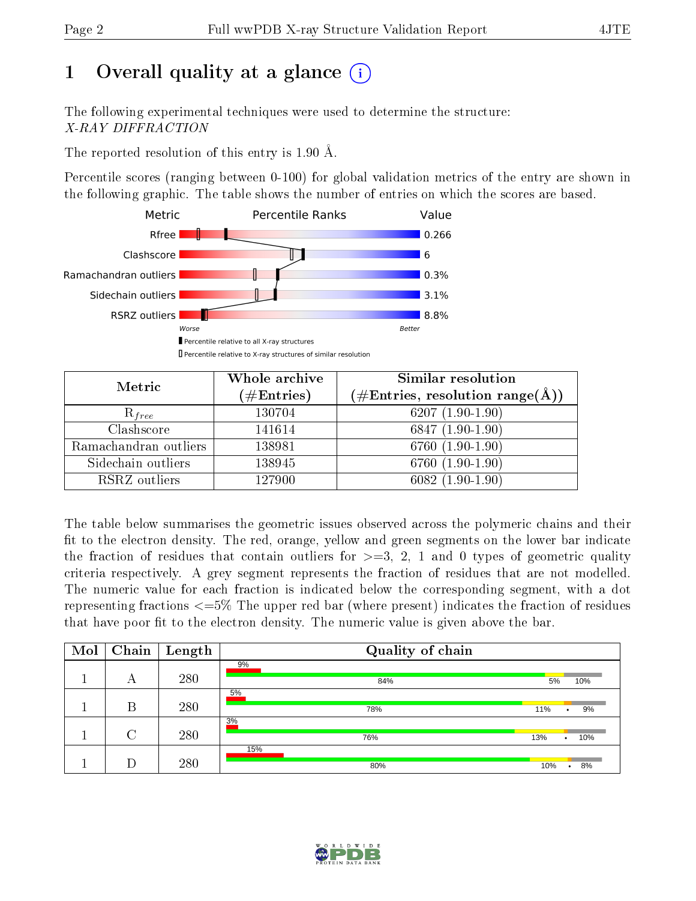# 1 Overall quality at a glance

The following experimental techniques were used to determine the structure:
*X-RAY DIFFRACTION*

The reported resolution of this entry is 1.90 Å.

Percentile scores (ranging between 0-100) for global validation metrics of the entry are shown in the following graphic. The table shows the number of entries on which the scores are based.

| Metric | Value |
|---|---|
| Rfree | 0.266 |
| Clashscore | 6 |
| Ramachandran outliers | 0.3% |
| Sidechain outliers | 3.1% |
| RSRZ outliers | 8.8% |

Worse ← Percentile Ranks → Better

■ Percentile relative to all X-ray structures
□ Percentile relative to X-ray structures of similar resolution

| Metric | Whole archive (#Entries) | Similar resolution (#Entries, resolution range(Å)) |
|---|---|---|
| $R_{free}$ | 130704 | 6207 (1.90-1.90) |
| Clashscore | 141614 | 6847 (1.90-1.90) |
| Ramachandran outliers | 138981 | 6760 (1.90-1.90) |
| Sidechain outliers | 138945 | 6760 (1.90-1.90) |
| RSRZ outliers | 127900 | 6082 (1.90-1.90) |

The table below summarises the geometric issues observed across the polymeric chains and their fit to the electron density. The red, orange, yellow and green segments on the lower bar indicate the fraction of residues that contain outliers for >=3, 2, 1 and 0 types of geometric quality criteria respectively. A grey segment represents the fraction of residues that are not modelled. The numeric value for each fraction is indicated below the corresponding segment, with a dot representing fractions <=5% The upper red bar (where present) indicates the fraction of residues that have poor fit to the electron density. The numeric value is given above the bar.

| Mol | Chain | Length | Quality of chain |
|---|---|---|---|
| 1 | A | 280 | 9% / 84% · 5% · 10% |
| 1 | B | 280 | 5% / 78% · 11% · • · 9% |
| 1 | C | 280 | 3% / 76% · 13% · • · 10% |
| 1 | D | 280 | 15% / 80% · 10% · • · 8% |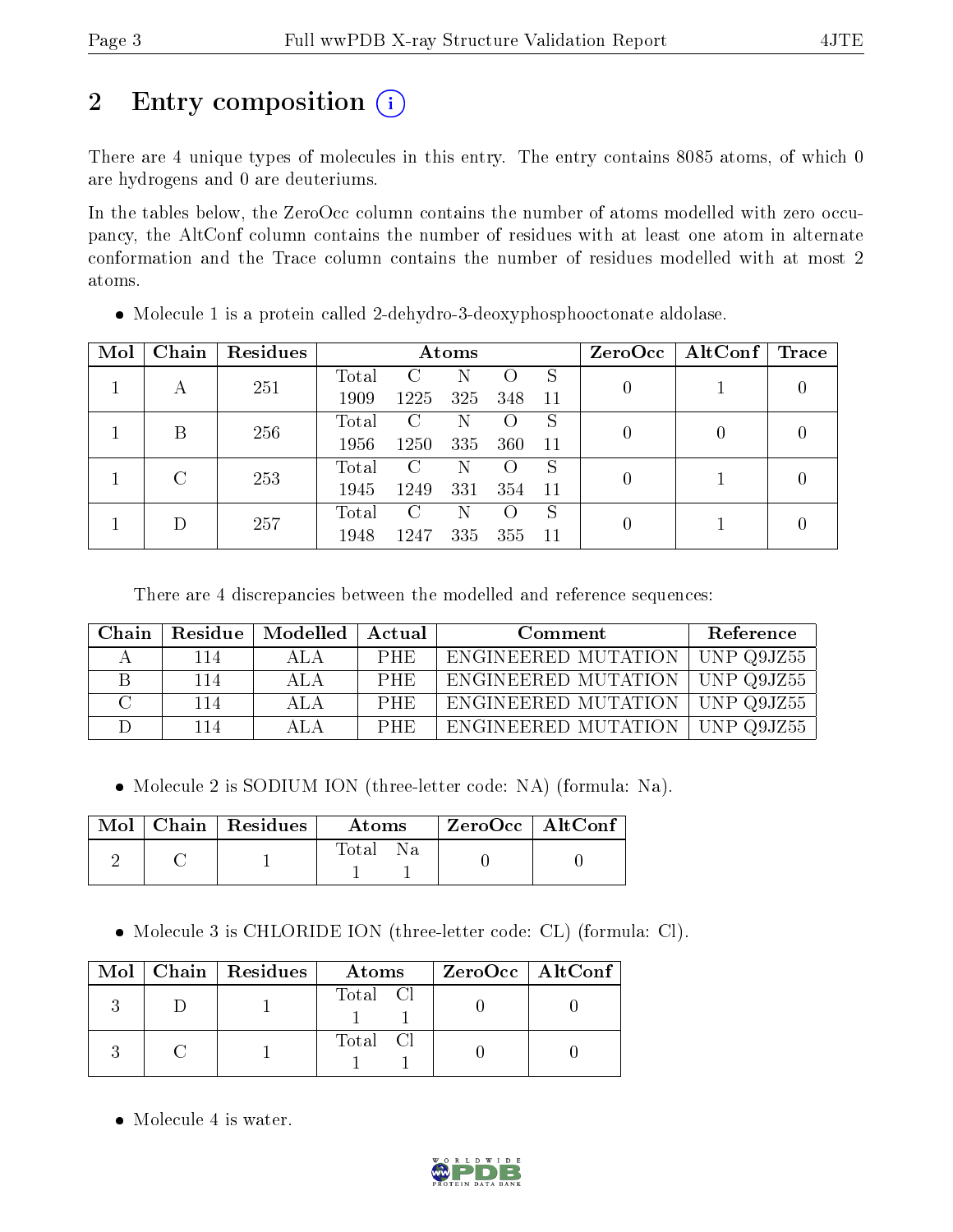# 2 Entry composition

There are 4 unique types of molecules in this entry. The entry contains 8085 atoms, of which 0 are hydrogens and 0 are deuteriums.

In the tables below, the ZeroOcc column contains the number of atoms modelled with zero occupancy, the AltConf column contains the number of residues with at least one atom in alternate conformation and the Trace column contains the number of residues modelled with at most 2 atoms.

- Molecule 1 is a protein called 2-dehydro-3-deoxyphosphooctonate aldolase.

| Mol | Chain | Residues | Atoms | | | | | ZeroOcc | AltConf | Trace |
|---|---|---|---|---|---|---|---|---|---|---|
| 1 | A | 251 | Total 1909 | C 1225 | N 325 | O 348 | S 11 | 0 | 1 | 0 |
| 1 | B | 256 | Total 1956 | C 1250 | N 335 | O 360 | S 11 | 0 | 0 | 0 |
| 1 | C | 253 | Total 1945 | C 1249 | N 331 | O 354 | S 11 | 0 | 1 | 0 |
| 1 | D | 257 | Total 1948 | C 1247 | N 335 | O 355 | S 11 | 0 | 1 | 0 |

There are 4 discrepancies between the modelled and reference sequences:

| Chain | Residue | Modelled | Actual | Comment | Reference |
|---|---|---|---|---|---|
| A | 114 | ALA | PHE | ENGINEERED MUTATION | UNP Q9JZ55 |
| B | 114 | ALA | PHE | ENGINEERED MUTATION | UNP Q9JZ55 |
| C | 114 | ALA | PHE | ENGINEERED MUTATION | UNP Q9JZ55 |
| D | 114 | ALA | PHE | ENGINEERED MUTATION | UNP Q9JZ55 |

- Molecule 2 is SODIUM ION (three-letter code: NA) (formula: Na).

| Mol | Chain | Residues | Atoms | | ZeroOcc | AltConf |
|---|---|---|---|---|---|---|
| 2 | C | 1 | Total 1 | Na 1 | 0 | 0 |

- Molecule 3 is CHLORIDE ION (three-letter code: CL) (formula: Cl).

| Mol | Chain | Residues | Atoms | | ZeroOcc | AltConf |
|---|---|---|---|---|---|---|
| 3 | D | 1 | Total 1 | Cl 1 | 0 | 0 |
| 3 | C | 1 | Total 1 | Cl 1 | 0 | 0 |

- Molecule 4 is water.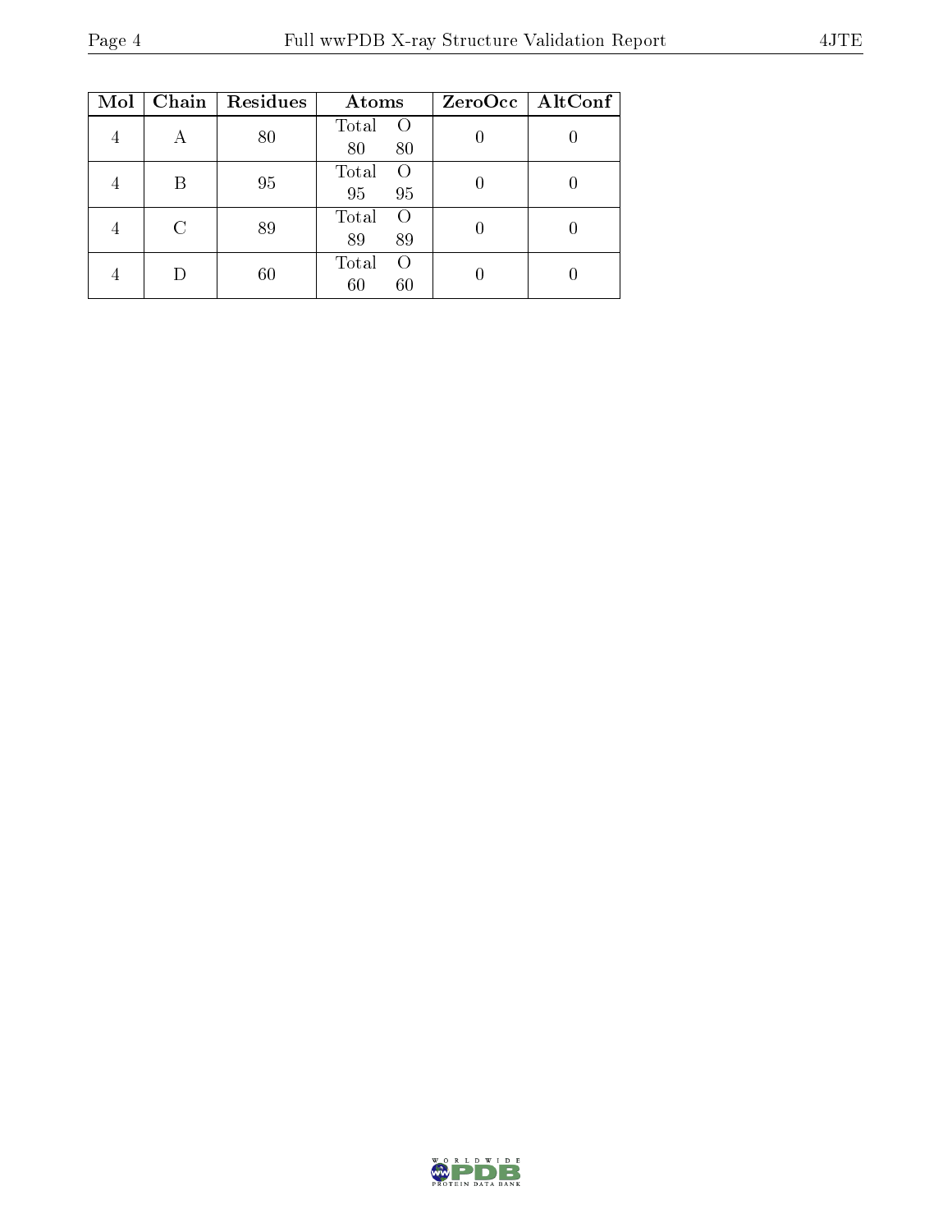| Mol | Chain | Residues | Atoms | | ZeroOcc | AltConf |
|---|---|---|---|---|---|---|
| | | | Total | O | | |
| 4 | A | 80 | 80 | 80 | 0 | 0 |
| 4 | B | 95 | 95 | 95 | 0 | 0 |
| 4 | C | 89 | 89 | 89 | 0 | 0 |
| 4 | D | 60 | 60 | 60 | 0 | 0 |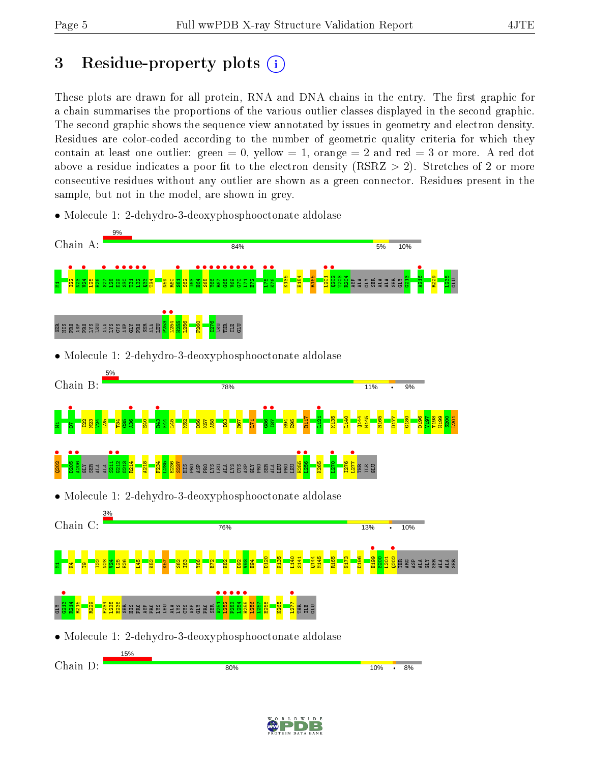# 3 Residue-property plots

These plots are drawn for all protein, RNA and DNA chains in the entry. The first graphic for a chain summarises the proportions of the various outlier classes displayed in the second graphic. The second graphic shows the sequence view annotated by issues in geometry and electron density. Residues are color-coded according to the number of geometric quality criteria for which they contain at least one outlier: green = 0, yellow = 1, orange = 2 and red = 3 or more. A red dot above a residue indicates a poor fit to the electron density (RSRZ > 2). Stretches of 2 or more consecutive residues without any outlier are shown as a green connector. Residues present in the sample, but not in the model, are shown in grey.

- Molecule 1: 2-dehydro-3-deoxyphosphooctonate aldolase

Chain A: 9% | 84% | 5% | 10%

M1 I22 N23 V24 L25 E26 S27 L28 D29 S30 T31 L32 Q33 T34 N59 R60 S61 K62 I63 H64 S65 Y66 R67 G68 V69 G70 L71 E72 L75 K76 K135 E154 R165 L201 Q202 T203 R204 ASP ALA GLY SER ALA ALA SER GLY G213 A216 R229 L235 GLU SER HIS PRO ASP PRO LYS LEU ALA LYS CYS ASP GLY PRO SER ALA LEU P253 L254 H255 L256 F260 I276 LEU THR ILE GLU

- Molecule 1: 2-dehydro-3-deoxyphosphooctonate aldolase

Chain B: 5% | 78% | 11% | • | 9%

M1 D7 I22 N23 V24 L25 T34 C35 A36 E40 R43 K44 L45 K52 D56 K57 A58 I63 R67 L71 G86 I87 H94 E95 R117 L121 K135 L140 Q144 M145 R165 D177 G180 D196 Y197 T198 H199 S200 L201 Q202 D205 A206 GLY SER ALA ALA S211 G212 G213 R214 A218 F234 L235 E236 S237 HIS PRO ASP PRO LYS LEU ALA LYS CYS ASP GLY PRO SER ALA LEU PRO LEU H255 L256 K265 L270 I276 L277 THR ILE GLU

- Molecule 1: 2-dehydro-3-deoxyphosphooctonate aldolase

Chain C: 3% | 76% | 13% | • | 10%

M1 K4 T9 I22 N23 V24 L25 E26 L45 K52 K57 S62 I63 Y66 E72 K82 D92 Y93 H94 D120 K135 L140 S141 Q144 M145 R165 N173 D196 H199 S200 L201 Q202 THR ARG ASP ALA GLY SER ALA SER GLY G213 R214 R215 R229 F234 L235 E236 SER HIS PRO ASP PRO LYS LEU ALA LYS CYS ASP GLY PRO SER A251 L252 P253 L254 H255 L256 L257 E258 K265 L277 THR ILE GLU

- Molecule 1: 2-dehydro-3-deoxyphosphooctonate aldolase

Chain D: 15% | 80% | 10% | • | 8%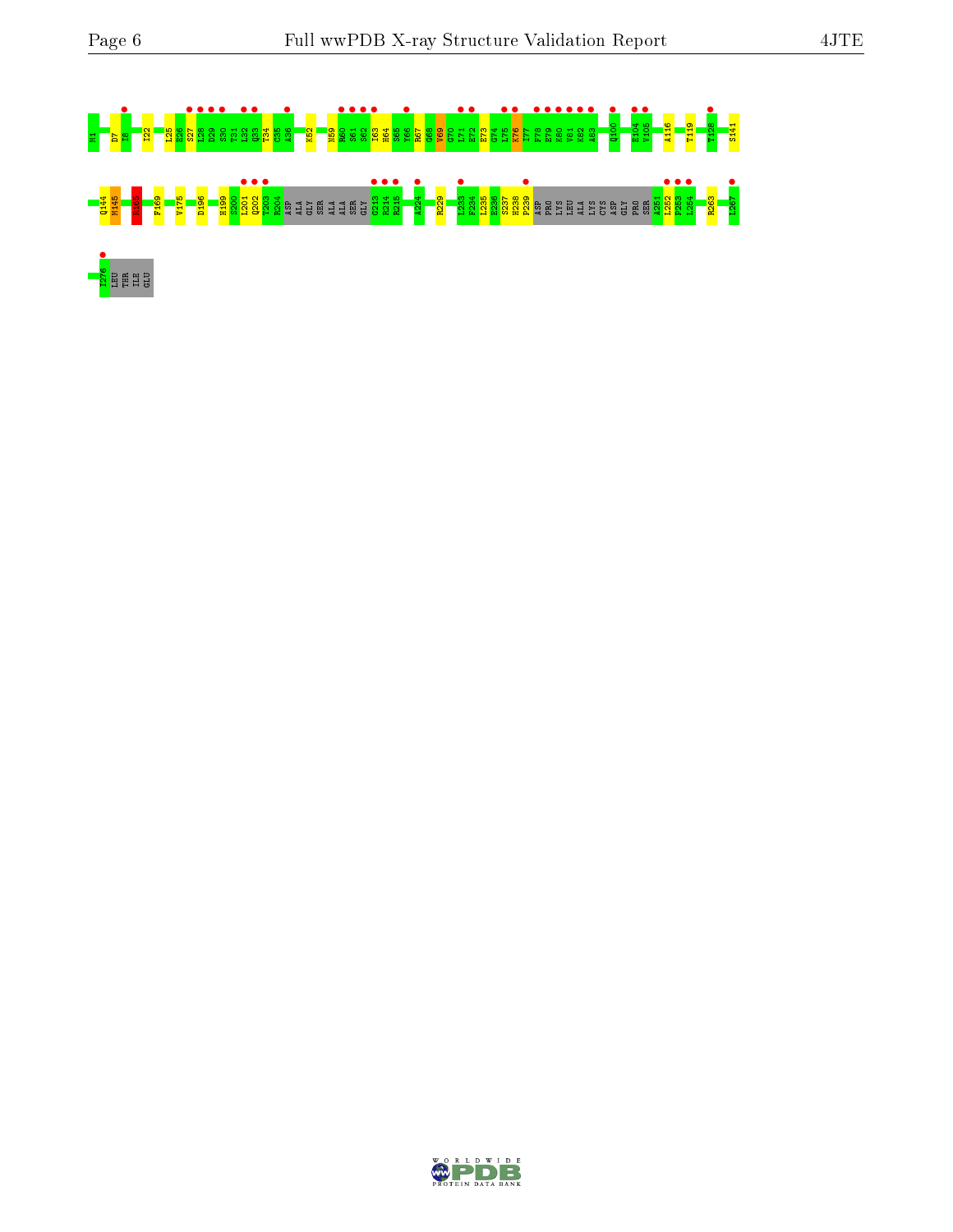M1 D7 I8 I22 L25 E26 S27 L28 D29 S30 T31 L32 Q33 T34 C35 A36 K52 N59 R60 S61 S62 I63 H64 S65 Y66 R67 G68 V69 G70 L71 E72 E73 G74 L75 K76 I77 F78 E79 K80 V81 K82 A83 Q100 E104 V105 A116 T119 T128 S141

Q144 M145 K155 F169 V175 D196 H199 S200 L201 Q202 T203 E204 ASP ALA GLY SER ALA ALA SER GLY G213 R214 K215 A224 R229 I233 F234 L235 E236 S237 E238 P239 ASP PRO LYS LEU ALA LYS CYS ASP GLY PRO SER A251 L252 F253 L254 R263 I267

I276 LEU THR ILE GLU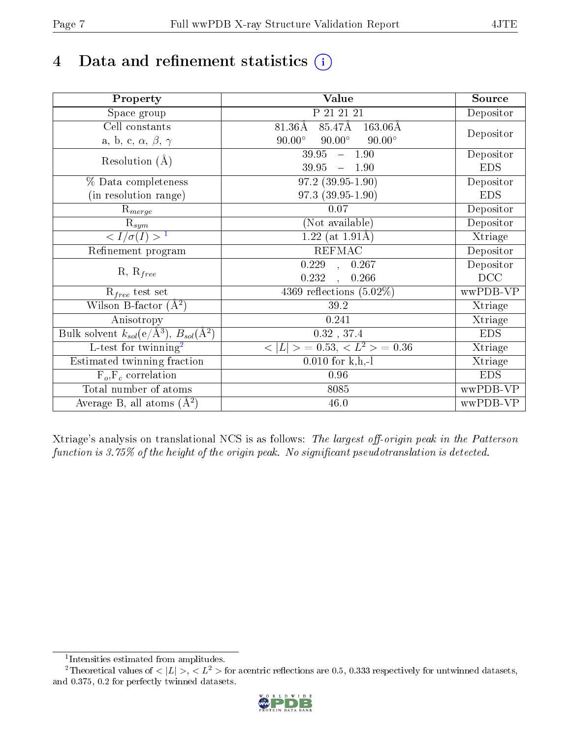# 4 Data and refinement statistics (i)

| Property | Value | Source |
|---|---|---|
| Space group | P 21 21 21 | Depositor |
| Cell constants<br>a, b, c, $\alpha$, $\beta$, $\gamma$ | 81.36Å 85.47Å 163.06Å<br>90.00° 90.00° 90.00° | Depositor |
| Resolution (Å) | 39.95 – 1.90 | Depositor |
| | 39.95 – 1.90 | EDS |
| % Data completeness<br>(in resolution range) | 97.2 (39.95-1.90) | Depositor |
| | 97.3 (39.95-1.90) | EDS |
| $R_{merge}$ | 0.07 | Depositor |
| $R_{sym}$ | (Not available) | Depositor |
| $< I/\sigma(I) >$ [1] | 1.22 (at 1.91Å) | Xtriage |
| Refinement program | REFMAC | Depositor |
| R, $R_{free}$ | 0.229 , 0.267 | Depositor |
| | 0.232 , 0.266 | DCC |
| $R_{free}$ test set | 4369 reflections (5.02%) | wwPDB-VP |
| Wilson B-factor (Å$^2$) | 39.2 | Xtriage |
| Anisotropy | 0.241 | Xtriage |
| Bulk solvent $k_{sol}$(e/Å$^3$), $B_{sol}$(Å$^2$) | 0.32 , 37.4 | EDS |
| L-test for twinning[2] | $< \|L\| > = 0.53$, $< L^2 > = 0.36$ | Xtriage |
| Estimated twinning fraction | 0.010 for k,h,-l | Xtriage |
| $F_o$,$F_c$ correlation | 0.96 | EDS |
| Total number of atoms | 8085 | wwPDB-VP |
| Average B, all atoms (Å$^2$) | 46.0 | wwPDB-VP |

Xtriage's analysis on translational NCS is as follows: *The largest off-origin peak in the Patterson function is 3.75% of the height of the origin peak. No significant pseudotranslation is detected.*

[1] Intensities estimated from amplitudes.

[2] Theoretical values of $< |L| >$, $< L^2 >$ for acentric reflections are 0.5, 0.333 respectively for untwinned datasets, and 0.375, 0.2 for perfectly twinned datasets.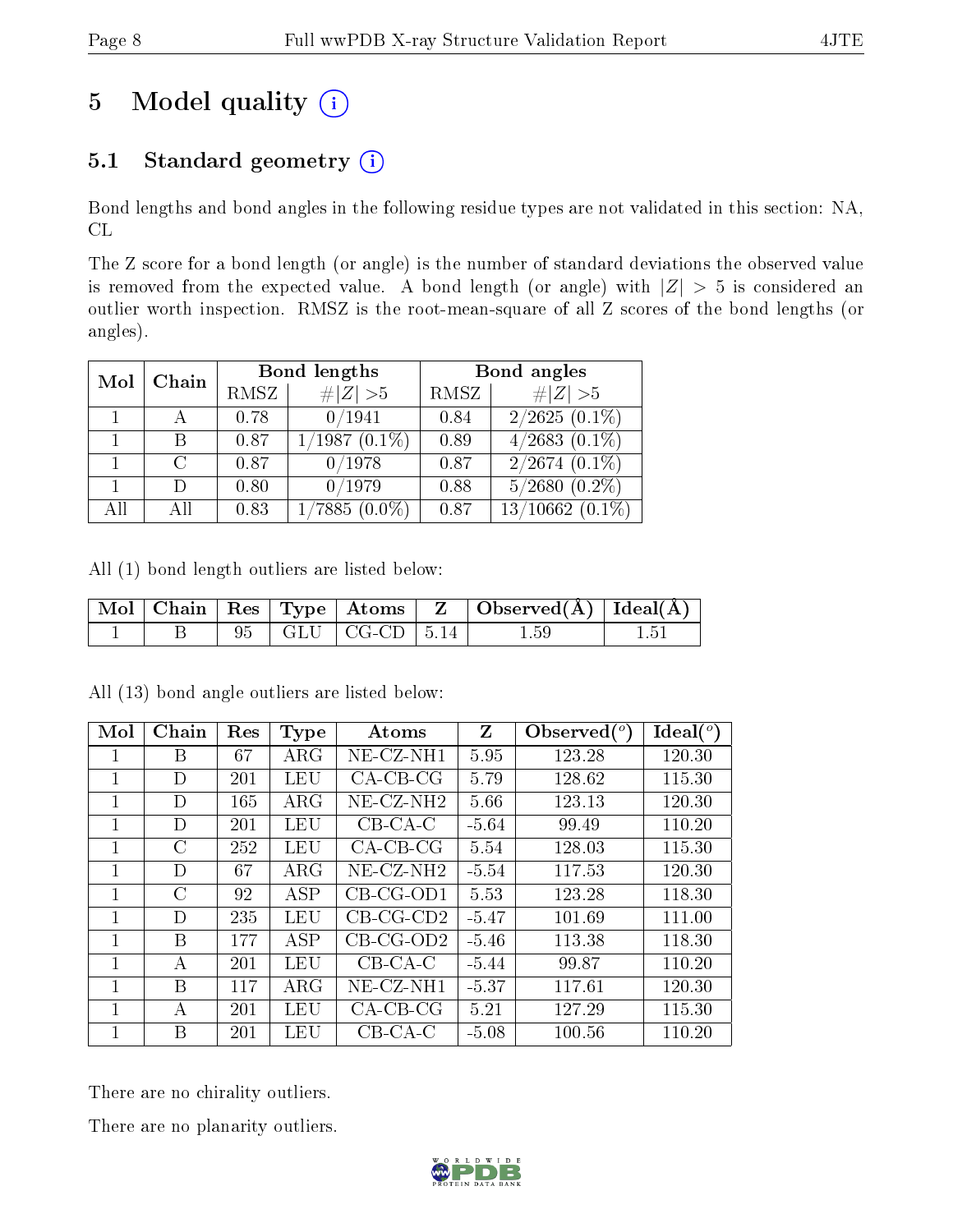# 5 Model quality (i)

## 5.1 Standard geometry (i)

Bond lengths and bond angles in the following residue types are not validated in this section: NA, CL

The Z score for a bond length (or angle) is the number of standard deviations the observed value is removed from the expected value. A bond length (or angle) with $|Z| > 5$ is considered an outlier worth inspection. RMSZ is the root-mean-square of all Z scores of the bond lengths (or angles).

| Mol | Chain | Bond lengths | | Bond angles | |
|---|---|---|---|---|---|
| | | RMSZ | $\#\|Z\| > 5$ | RMSZ | $\#\|Z\| > 5$ |
| 1 | A | 0.78 | 0/1941 | 0.84 | 2/2625 (0.1%) |
| 1 | B | 0.87 | 1/1987 (0.1%) | 0.89 | 4/2683 (0.1%) |
| 1 | C | 0.87 | 0/1978 | 0.87 | 2/2674 (0.1%) |
| 1 | D | 0.80 | 0/1979 | 0.88 | 5/2680 (0.2%) |
| All | All | 0.83 | 1/7885 (0.0%) | 0.87 | 13/10662 (0.1%) |

All (1) bond length outliers are listed below:

| Mol | Chain | Res | Type | Atoms | Z | Observed(Å) | Ideal(Å) |
|---|---|---|---|---|---|---|---|
| 1 | B | 95 | GLU | CG-CD | 5.14 | 1.59 | 1.51 |

All (13) bond angle outliers are listed below:

| Mol | Chain | Res | Type | Atoms | Z | Observed($^o$) | Ideal($^o$) |
|---|---|---|---|---|---|---|---|
| 1 | B | 67 | ARG | NE-CZ-NH1 | 5.95 | 123.28 | 120.30 |
| 1 | D | 201 | LEU | CA-CB-CG | 5.79 | 128.62 | 115.30 |
| 1 | D | 165 | ARG | NE-CZ-NH2 | 5.66 | 123.13 | 120.30 |
| 1 | D | 201 | LEU | CB-CA-C | -5.64 | 99.49 | 110.20 |
| 1 | C | 252 | LEU | CA-CB-CG | 5.54 | 128.03 | 115.30 |
| 1 | D | 67 | ARG | NE-CZ-NH2 | -5.54 | 117.53 | 120.30 |
| 1 | C | 92 | ASP | CB-CG-OD1 | 5.53 | 123.28 | 118.30 |
| 1 | D | 235 | LEU | CB-CG-CD2 | -5.47 | 101.69 | 111.00 |
| 1 | B | 177 | ASP | CB-CG-OD2 | -5.46 | 113.38 | 118.30 |
| 1 | A | 201 | LEU | CB-CA-C | -5.44 | 99.87 | 110.20 |
| 1 | B | 117 | ARG | NE-CZ-NH1 | -5.37 | 117.61 | 120.30 |
| 1 | A | 201 | LEU | CA-CB-CG | 5.21 | 127.29 | 115.30 |
| 1 | B | 201 | LEU | CB-CA-C | -5.08 | 100.56 | 110.20 |

There are no chirality outliers.

There are no planarity outliers.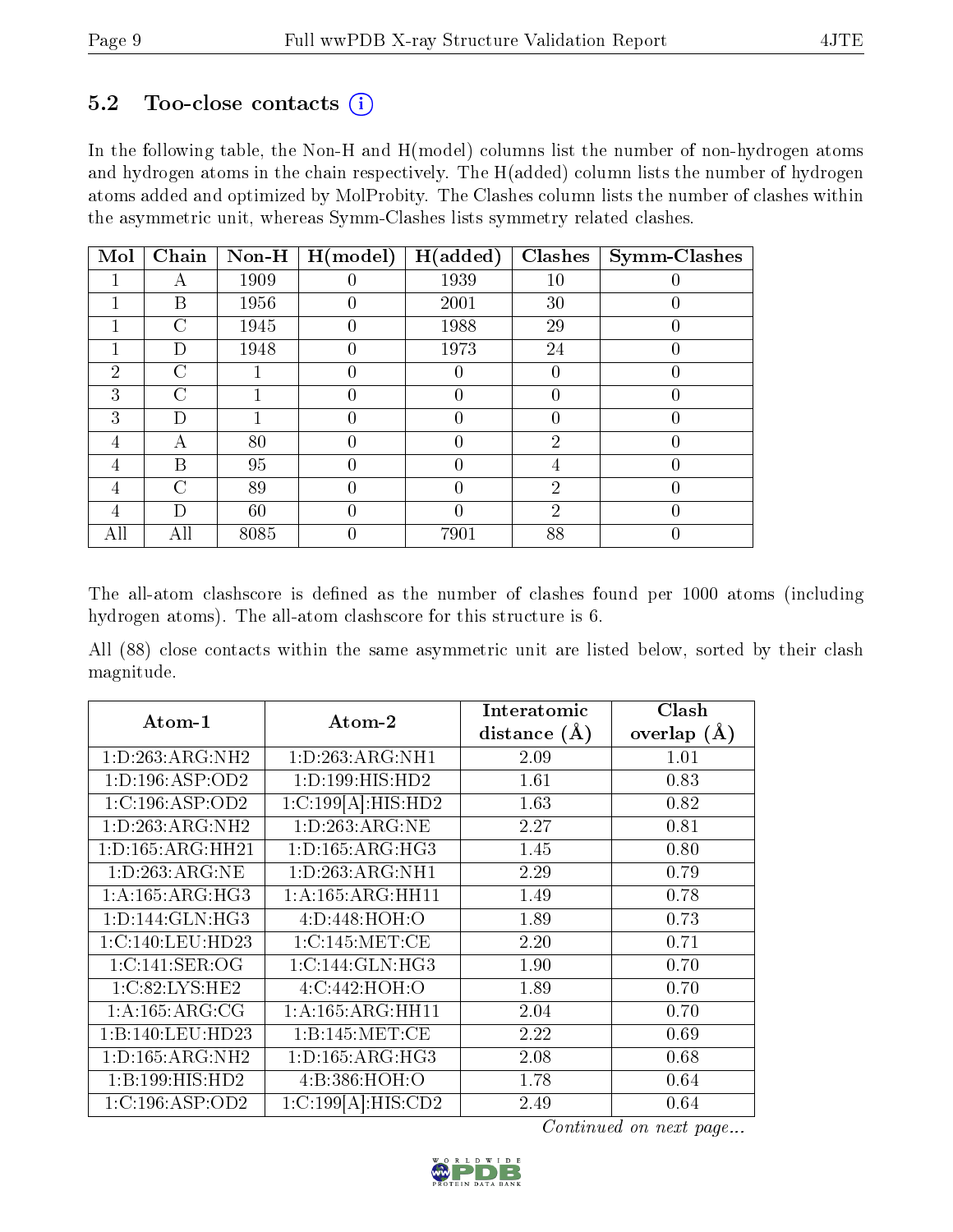## 5.2 Too-close contacts (i)

In the following table, the Non-H and H(model) columns list the number of non-hydrogen atoms and hydrogen atoms in the chain respectively. The H(added) column lists the number of hydrogen atoms added and optimized by MolProbity. The Clashes column lists the number of clashes within the asymmetric unit, whereas Symm-Clashes lists symmetry related clashes.

| Mol | Chain | Non-H | H(model) | H(added) | Clashes | Symm-Clashes |
|---|---|---|---|---|---|---|
| 1 | A | 1909 | 0 | 1939 | 10 | 0 |
| 1 | B | 1956 | 0 | 2001 | 30 | 0 |
| 1 | C | 1945 | 0 | 1988 | 29 | 0 |
| 1 | D | 1948 | 0 | 1973 | 24 | 0 |
| 2 | C | 1 | 0 | 0 | 0 | 0 |
| 3 | C | 1 | 0 | 0 | 0 | 0 |
| 3 | D | 1 | 0 | 0 | 0 | 0 |
| 4 | A | 80 | 0 | 0 | 2 | 0 |
| 4 | B | 95 | 0 | 0 | 4 | 0 |
| 4 | C | 89 | 0 | 0 | 2 | 0 |
| 4 | D | 60 | 0 | 0 | 2 | 0 |
| All | All | 8085 | 0 | 7901 | 88 | 0 |

The all-atom clashscore is defined as the number of clashes found per 1000 atoms (including hydrogen atoms). The all-atom clashscore for this structure is 6.

All (88) close contacts within the same asymmetric unit are listed below, sorted by their clash magnitude.

| Atom-1 | Atom-2 | Interatomic distance (Å) | Clash overlap (Å) |
|---|---|---|---|
| 1:D:263:ARG:NH2 | 1:D:263:ARG:NH1 | 2.09 | 1.01 |
| 1:D:196:ASP:OD2 | 1:D:199:HIS:HD2 | 1.61 | 0.83 |
| 1:C:196:ASP:OD2 | 1:C:199[A]:HIS:HD2 | 1.63 | 0.82 |
| 1:D:263:ARG:NH2 | 1:D:263:ARG:NE | 2.27 | 0.81 |
| 1:D:165:ARG:HH21 | 1:D:165:ARG:HG3 | 1.45 | 0.80 |
| 1:D:263:ARG:NE | 1:D:263:ARG:NH1 | 2.29 | 0.79 |
| 1:A:165:ARG:HG3 | 1:A:165:ARG:HH11 | 1.49 | 0.78 |
| 1:D:144:GLN:HG3 | 4:D:448:HOH:O | 1.89 | 0.73 |
| 1:C:140:LEU:HD23 | 1:C:145:MET:CE | 2.20 | 0.71 |
| 1:C:141:SER:OG | 1:C:144:GLN:HG3 | 1.90 | 0.70 |
| 1:C:82:LYS:HE2 | 4:C:442:HOH:O | 1.89 | 0.70 |
| 1:A:165:ARG:CG | 1:A:165:ARG:HH11 | 2.04 | 0.70 |
| 1:B:140:LEU:HD23 | 1:B:145:MET:CE | 2.22 | 0.69 |
| 1:D:165:ARG:NH2 | 1:D:165:ARG:HG3 | 2.08 | 0.68 |
| 1:B:199:HIS:HD2 | 4:B:386:HOH:O | 1.78 | 0.64 |
| 1:C:196:ASP:OD2 | 1:C:199[A]:HIS:CD2 | 2.49 | 0.64 |

*Continued on next page...*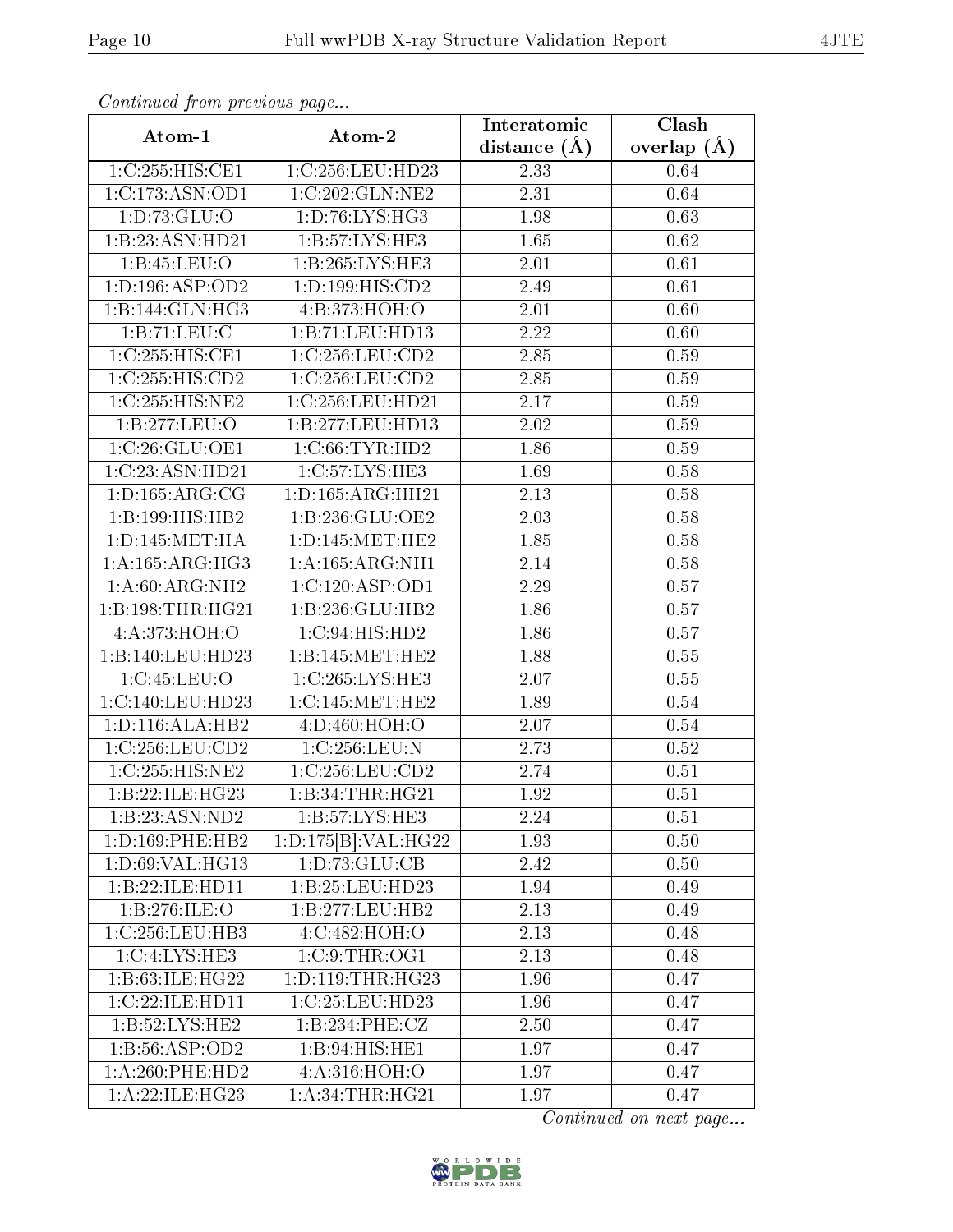*Continued from previous page...*

| Atom-1 | Atom-2 | Interatomic distance (Å) | Clash overlap (Å) |
|---|---|---|---|
| 1:C:255:HIS:CE1 | 1:C:256:LEU:HD23 | 2.33 | 0.64 |
| 1:C:173:ASN:OD1 | 1:C:202:GLN:NE2 | 2.31 | 0.64 |
| 1:D:73:GLU:O | 1:D:76:LYS:HG3 | 1.98 | 0.63 |
| 1:B:23:ASN:HD21 | 1:B:57:LYS:HE3 | 1.65 | 0.62 |
| 1:B:45:LEU:O | 1:B:265:LYS:HE3 | 2.01 | 0.61 |
| 1:D:196:ASP:OD2 | 1:D:199:HIS:CD2 | 2.49 | 0.61 |
| 1:B:144:GLN:HG3 | 4:B:373:HOH:O | 2.01 | 0.60 |
| 1:B:71:LEU:C | 1:B:71:LEU:HD13 | 2.22 | 0.60 |
| 1:C:255:HIS:CE1 | 1:C:256:LEU:CD2 | 2.85 | 0.59 |
| 1:C:255:HIS:CD2 | 1:C:256:LEU:CD2 | 2.85 | 0.59 |
| 1:C:255:HIS:NE2 | 1:C:256:LEU:HD21 | 2.17 | 0.59 |
| 1:B:277:LEU:O | 1:B:277:LEU:HD13 | 2.02 | 0.59 |
| 1:C:26:GLU:OE1 | 1:C:66:TYR:HD2 | 1.86 | 0.59 |
| 1:C:23:ASN:HD21 | 1:C:57:LYS:HE3 | 1.69 | 0.58 |
| 1:D:165:ARG:CG | 1:D:165:ARG:HH21 | 2.13 | 0.58 |
| 1:B:199:HIS:HB2 | 1:B:236:GLU:OE2 | 2.03 | 0.58 |
| 1:D:145:MET:HA | 1:D:145:MET:HE2 | 1.85 | 0.58 |
| 1:A:165:ARG:HG3 | 1:A:165:ARG:NH1 | 2.14 | 0.58 |
| 1:A:60:ARG:NH2 | 1:C:120:ASP:OD1 | 2.29 | 0.57 |
| 1:B:198:THR:HG21 | 1:B:236:GLU:HB2 | 1.86 | 0.57 |
| 4:A:373:HOH:O | 1:C:94:HIS:HD2 | 1.86 | 0.57 |
| 1:B:140:LEU:HD23 | 1:B:145:MET:HE2 | 1.88 | 0.55 |
| 1:C:45:LEU:O | 1:C:265:LYS:HE3 | 2.07 | 0.55 |
| 1:C:140:LEU:HD23 | 1:C:145:MET:HE2 | 1.89 | 0.54 |
| 1:D:116:ALA:HB2 | 4:D:460:HOH:O | 2.07 | 0.54 |
| 1:C:256:LEU:CD2 | 1:C:256:LEU:N | 2.73 | 0.52 |
| 1:C:255:HIS:NE2 | 1:C:256:LEU:CD2 | 2.74 | 0.51 |
| 1:B:22:ILE:HG23 | 1:B:34:THR:HG21 | 1.92 | 0.51 |
| 1:B:23:ASN:ND2 | 1:B:57:LYS:HE3 | 2.24 | 0.51 |
| 1:D:169:PHE:HB2 | 1:D:175[B]:VAL:HG22 | 1.93 | 0.50 |
| 1:D:69:VAL:HG13 | 1:D:73:GLU:CB | 2.42 | 0.50 |
| 1:B:22:ILE:HD11 | 1:B:25:LEU:HD23 | 1.94 | 0.49 |
| 1:B:276:ILE:O | 1:B:277:LEU:HB2 | 2.13 | 0.49 |
| 1:C:256:LEU:HB3 | 4:C:482:HOH:O | 2.13 | 0.48 |
| 1:C:4:LYS:HE3 | 1:C:9:THR:OG1 | 2.13 | 0.48 |
| 1:B:63:ILE:HG22 | 1:D:119:THR:HG23 | 1.96 | 0.47 |
| 1:C:22:ILE:HD11 | 1:C:25:LEU:HD23 | 1.96 | 0.47 |
| 1:B:52:LYS:HE2 | 1:B:234:PHE:CZ | 2.50 | 0.47 |
| 1:B:56:ASP:OD2 | 1:B:94:HIS:HE1 | 1.97 | 0.47 |
| 1:A:260:PHE:HD2 | 4:A:316:HOH:O | 1.97 | 0.47 |
| 1:A:22:ILE:HG23 | 1:A:34:THR:HG21 | 1.97 | 0.47 |

*Continued on next page...*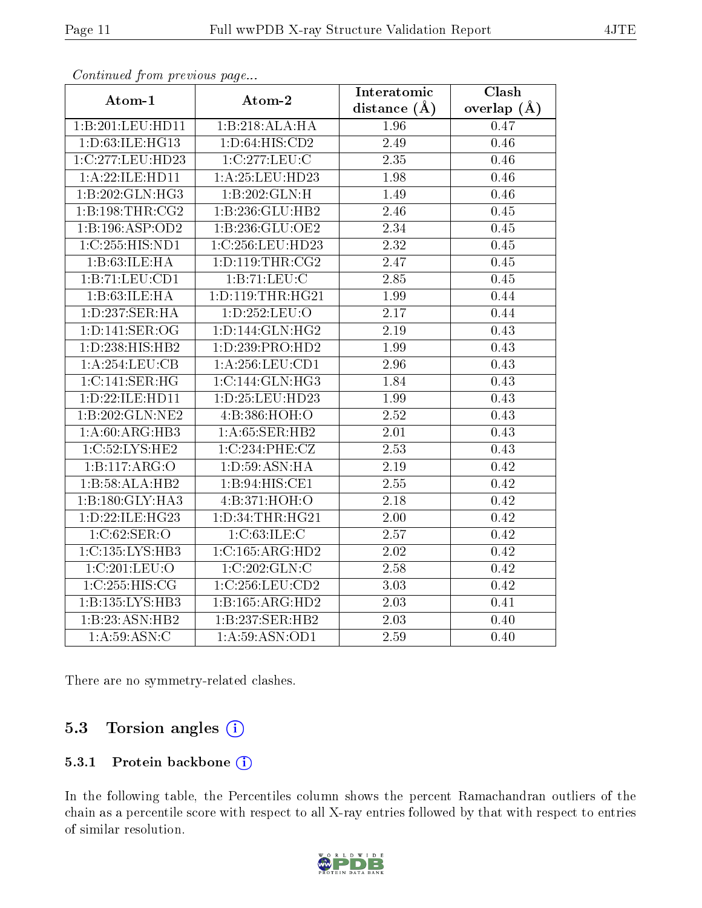*Continued from previous page...*

| Atom-1 | Atom-2 | Interatomic distance (Å) | Clash overlap (Å) |
|---|---|---|---|
| 1:B:201:LEU:HD11 | 1:B:218:ALA:HA | 1.96 | 0.47 |
| 1:D:63:ILE:HG13 | 1:D:64:HIS:CD2 | 2.49 | 0.46 |
| 1:C:277:LEU:HD23 | 1:C:277:LEU:C | 2.35 | 0.46 |
| 1:A:22:ILE:HD11 | 1:A:25:LEU:HD23 | 1.98 | 0.46 |
| 1:B:202:GLN:HG3 | 1:B:202:GLN:H | 1.49 | 0.46 |
| 1:B:198:THR:CG2 | 1:B:236:GLU:HB2 | 2.46 | 0.45 |
| 1:B:196:ASP:OD2 | 1:B:236:GLU:OE2 | 2.34 | 0.45 |
| 1:C:255:HIS:ND1 | 1:C:256:LEU:HD23 | 2.32 | 0.45 |
| 1:B:63:ILE:HA | 1:D:119:THR:CG2 | 2.47 | 0.45 |
| 1:B:71:LEU:CD1 | 1:B:71:LEU:C | 2.85 | 0.45 |
| 1:B:63:ILE:HA | 1:D:119:THR:HG21 | 1.99 | 0.44 |
| 1:D:237:SER:HA | 1:D:252:LEU:O | 2.17 | 0.44 |
| 1:D:141:SER:OG | 1:D:144:GLN:HG2 | 2.19 | 0.43 |
| 1:D:238:HIS:HB2 | 1:D:239:PRO:HD2 | 1.99 | 0.43 |
| 1:A:254:LEU:CB | 1:A:256:LEU:CD1 | 2.96 | 0.43 |
| 1:C:141:SER:HG | 1:C:144:GLN:HG3 | 1.84 | 0.43 |
| 1:D:22:ILE:HD11 | 1:D:25:LEU:HD23 | 1.99 | 0.43 |
| 1:B:202:GLN:NE2 | 4:B:386:HOH:O | 2.52 | 0.43 |
| 1:A:60:ARG:HB3 | 1:A:65:SER:HB2 | 2.01 | 0.43 |
| 1:C:52:LYS:HE2 | 1:C:234:PHE:CZ | 2.53 | 0.43 |
| 1:B:117:ARG:O | 1:D:59:ASN:HA | 2.19 | 0.42 |
| 1:B:58:ALA:HB2 | 1:B:94:HIS:CE1 | 2.55 | 0.42 |
| 1:B:180:GLY:HA3 | 4:B:371:HOH:O | 2.18 | 0.42 |
| 1:D:22:ILE:HG23 | 1:D:34:THR:HG21 | 2.00 | 0.42 |
| 1:C:62:SER:O | 1:C:63:ILE:C | 2.57 | 0.42 |
| 1:C:135:LYS:HB3 | 1:C:165:ARG:HD2 | 2.02 | 0.42 |
| 1:C:201:LEU:O | 1:C:202:GLN:C | 2.58 | 0.42 |
| 1:C:255:HIS:CG | 1:C:256:LEU:CD2 | 3.03 | 0.42 |
| 1:B:135:LYS:HB3 | 1:B:165:ARG:HD2 | 2.03 | 0.41 |
| 1:B:23:ASN:HB2 | 1:B:237:SER:HB2 | 2.03 | 0.40 |
| 1:A:59:ASN:C | 1:A:59:ASN:OD1 | 2.59 | 0.40 |

There are no symmetry-related clashes.

## 5.3 Torsion angles

### 5.3.1 Protein backbone

In the following table, the Percentiles column shows the percent Ramachandran outliers of the chain as a percentile score with respect to all X-ray entries followed by that with respect to entries of similar resolution.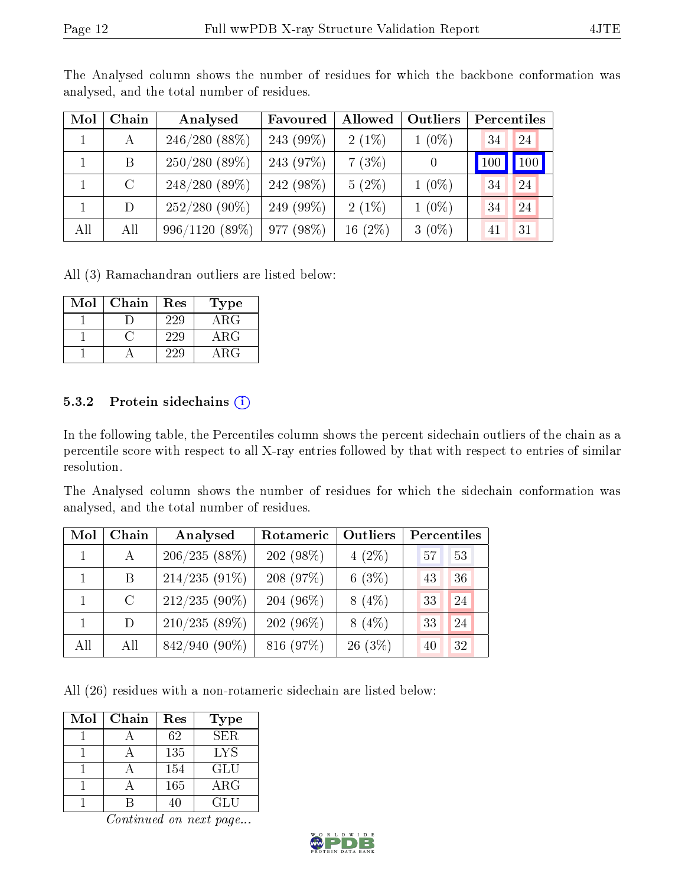The Analysed column shows the number of residues for which the backbone conformation was analysed, and the total number of residues.

| Mol | Chain | Analysed | Favoured | Allowed | Outliers | Percentiles | |
|---|---|---|---|---|---|---|---|
| 1 | A | 246/280 (88%) | 243 (99%) | 2 (1%) | 1 (0%) | 34 | 24 |
| 1 | B | 250/280 (89%) | 243 (97%) | 7 (3%) | 0 | 100 | 100 |
| 1 | C | 248/280 (89%) | 242 (98%) | 5 (2%) | 1 (0%) | 34 | 24 |
| 1 | D | 252/280 (90%) | 249 (99%) | 2 (1%) | 1 (0%) | 34 | 24 |
| All | All | 996/1120 (89%) | 977 (98%) | 16 (2%) | 3 (0%) | 41 | 31 |

All (3) Ramachandran outliers are listed below:

| Mol | Chain | Res | Type |
|---|---|---|---|
| 1 | D | 229 | ARG |
| 1 | C | 229 | ARG |
| 1 | A | 229 | ARG |

### 5.3.2 Protein sidechains

In the following table, the Percentiles column shows the percent sidechain outliers of the chain as a percentile score with respect to all X-ray entries followed by that with respect to entries of similar resolution.

The Analysed column shows the number of residues for which the sidechain conformation was analysed, and the total number of residues.

| Mol | Chain | Analysed | Rotameric | Outliers | Percentiles | |
|---|---|---|---|---|---|---|
| 1 | A | 206/235 (88%) | 202 (98%) | 4 (2%) | 57 | 53 |
| 1 | B | 214/235 (91%) | 208 (97%) | 6 (3%) | 43 | 36 |
| 1 | C | 212/235 (90%) | 204 (96%) | 8 (4%) | 33 | 24 |
| 1 | D | 210/235 (89%) | 202 (96%) | 8 (4%) | 33 | 24 |
| All | All | 842/940 (90%) | 816 (97%) | 26 (3%) | 40 | 32 |

All (26) residues with a non-rotameric sidechain are listed below:

| Mol | Chain | Res | Type |
|---|---|---|---|
| 1 | A | 62 | SER |
| 1 | A | 135 | LYS |
| 1 | A | 154 | GLU |
| 1 | A | 165 | ARG |
| 1 | B | 40 | GLU |

*Continued on next page...*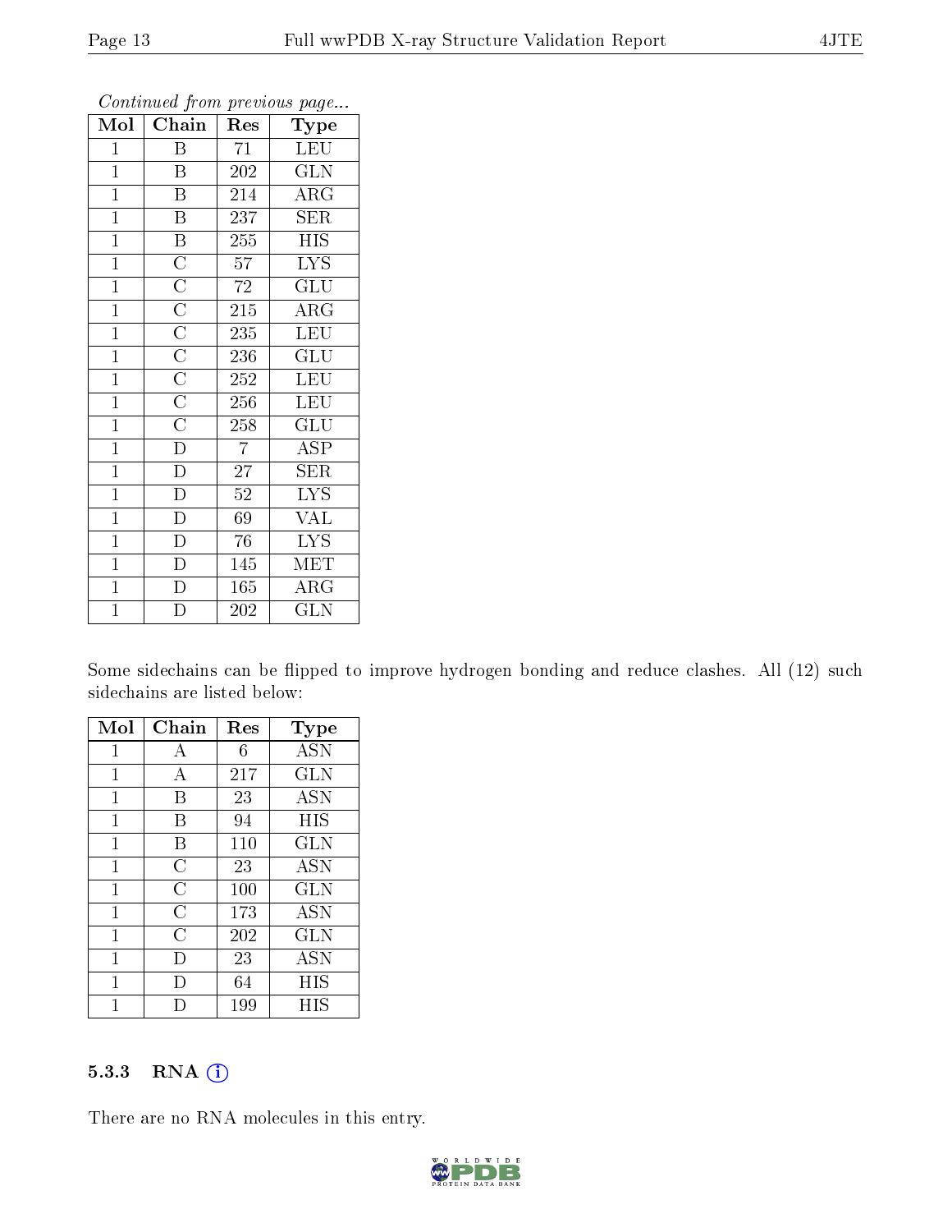*Continued from previous page...*

| Mol | Chain | Res | Type |
|---|---|---|---|
| 1 | B | 71 | LEU |
| 1 | B | 202 | GLN |
| 1 | B | 214 | ARG |
| 1 | B | 237 | SER |
| 1 | B | 255 | HIS |
| 1 | C | 57 | LYS |
| 1 | C | 72 | GLU |
| 1 | C | 215 | ARG |
| 1 | C | 235 | LEU |
| 1 | C | 236 | GLU |
| 1 | C | 252 | LEU |
| 1 | C | 256 | LEU |
| 1 | C | 258 | GLU |
| 1 | D | 7 | ASP |
| 1 | D | 27 | SER |
| 1 | D | 52 | LYS |
| 1 | D | 69 | VAL |
| 1 | D | 76 | LYS |
| 1 | D | 145 | MET |
| 1 | D | 165 | ARG |
| 1 | D | 202 | GLN |

Some sidechains can be flipped to improve hydrogen bonding and reduce clashes. All (12) such sidechains are listed below:

| Mol | Chain | Res | Type |
|---|---|---|---|
| 1 | A | 6 | ASN |
| 1 | A | 217 | GLN |
| 1 | B | 23 | ASN |
| 1 | B | 94 | HIS |
| 1 | B | 110 | GLN |
| 1 | C | 23 | ASN |
| 1 | C | 100 | GLN |
| 1 | C | 173 | ASN |
| 1 | C | 202 | GLN |
| 1 | D | 23 | ASN |
| 1 | D | 64 | HIS |
| 1 | D | 199 | HIS |

### 5.3.3 RNA

There are no RNA molecules in this entry.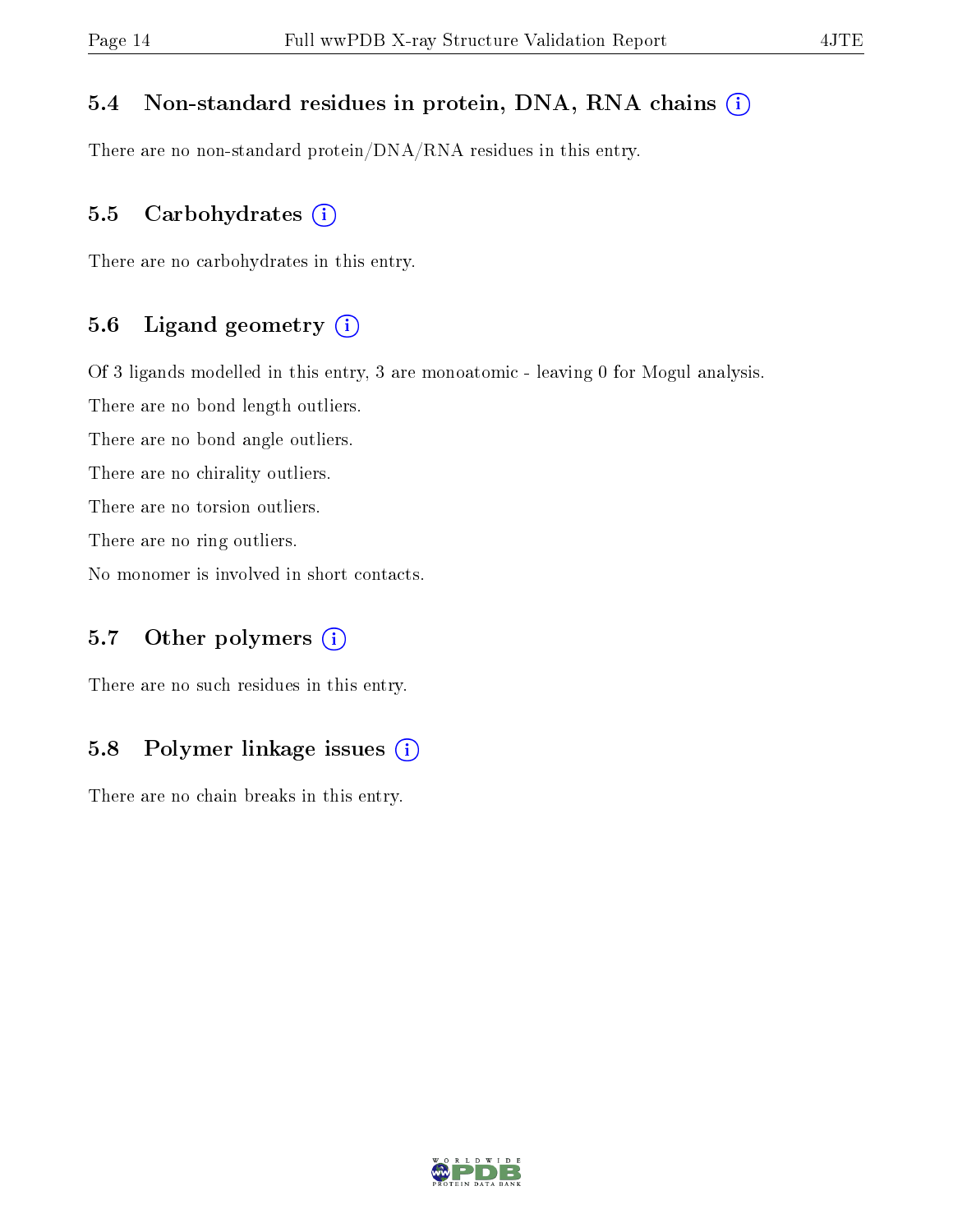### 5.4 Non-standard residues in protein, DNA, RNA chains

There are no non-standard protein/DNA/RNA residues in this entry.

### 5.5 Carbohydrates

There are no carbohydrates in this entry.

### 5.6 Ligand geometry

Of 3 ligands modelled in this entry, 3 are monoatomic - leaving 0 for Mogul analysis.

There are no bond length outliers.

There are no bond angle outliers.

There are no chirality outliers.

There are no torsion outliers.

There are no ring outliers.

No monomer is involved in short contacts.

### 5.7 Other polymers

There are no such residues in this entry.

### 5.8 Polymer linkage issues

There are no chain breaks in this entry.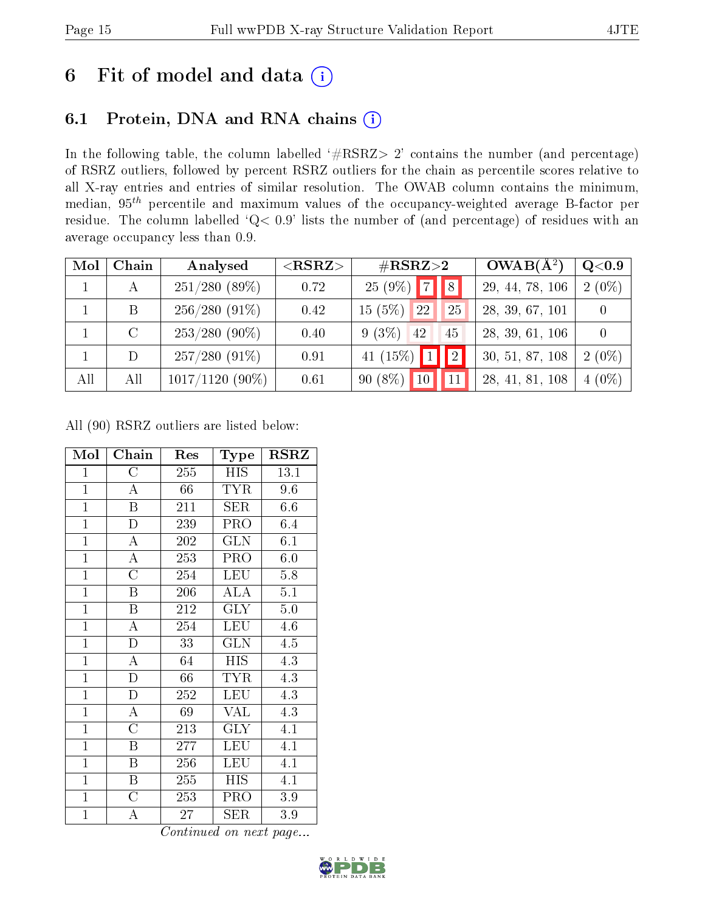# 6 Fit of model and data

## 6.1 Protein, DNA and RNA chains

In the following table, the column labelled '#RSRZ> 2' contains the number (and percentage) of RSRZ outliers, followed by percent RSRZ outliers for the chain as percentile scores relative to all X-ray entries and entries of similar resolution. The OWAB column contains the minimum, median, $95^{th}$ percentile and maximum values of the occupancy-weighted average B-factor per residue. The column labelled 'Q< 0.9' lists the number of (and percentage) of residues with an average occupancy less than 0.9.

| Mol | Chain | Analysed | <RSRZ> | #RSRZ>2 | | | OWAB(Å$^2$) | Q<0.9 |
|---|---|---|---|---|---|---|---|---|
| 1 | A | 251/280 (89%) | 0.72 | 25 (9%) | 7 | 8 | 29, 44, 78, 106 | 2 (0%) |
| 1 | B | 256/280 (91%) | 0.42 | 15 (5%) | 22 | 25 | 28, 39, 67, 101 | 0 |
| 1 | C | 253/280 (90%) | 0.40 | 9 (3%) | 42 | 45 | 28, 39, 61, 106 | 0 |
| 1 | D | 257/280 (91%) | 0.91 | 41 (15%) | 1 | 2 | 30, 51, 87, 108 | 2 (0%) |
| All | All | 1017/1120 (90%) | 0.61 | 90 (8%) | 10 | 11 | 28, 41, 81, 108 | 4 (0%) |

All (90) RSRZ outliers are listed below:

| Mol | Chain | Res | Type | RSRZ |
|---|---|---|---|---|
| 1 | C | 255 | HIS | 13.1 |
| 1 | A | 66 | TYR | 9.6 |
| 1 | B | 211 | SER | 6.6 |
| 1 | D | 239 | PRO | 6.4 |
| 1 | A | 202 | GLN | 6.1 |
| 1 | A | 253 | PRO | 6.0 |
| 1 | C | 254 | LEU | 5.8 |
| 1 | B | 206 | ALA | 5.1 |
| 1 | B | 212 | GLY | 5.0 |
| 1 | A | 254 | LEU | 4.6 |
| 1 | D | 33 | GLN | 4.5 |
| 1 | A | 64 | HIS | 4.3 |
| 1 | D | 66 | TYR | 4.3 |
| 1 | D | 252 | LEU | 4.3 |
| 1 | A | 69 | VAL | 4.3 |
| 1 | C | 213 | GLY | 4.1 |
| 1 | B | 277 | LEU | 4.1 |
| 1 | B | 256 | LEU | 4.1 |
| 1 | B | 255 | HIS | 4.1 |
| 1 | C | 253 | PRO | 3.9 |
| 1 | A | 27 | SER | 3.9 |

*Continued on next page...*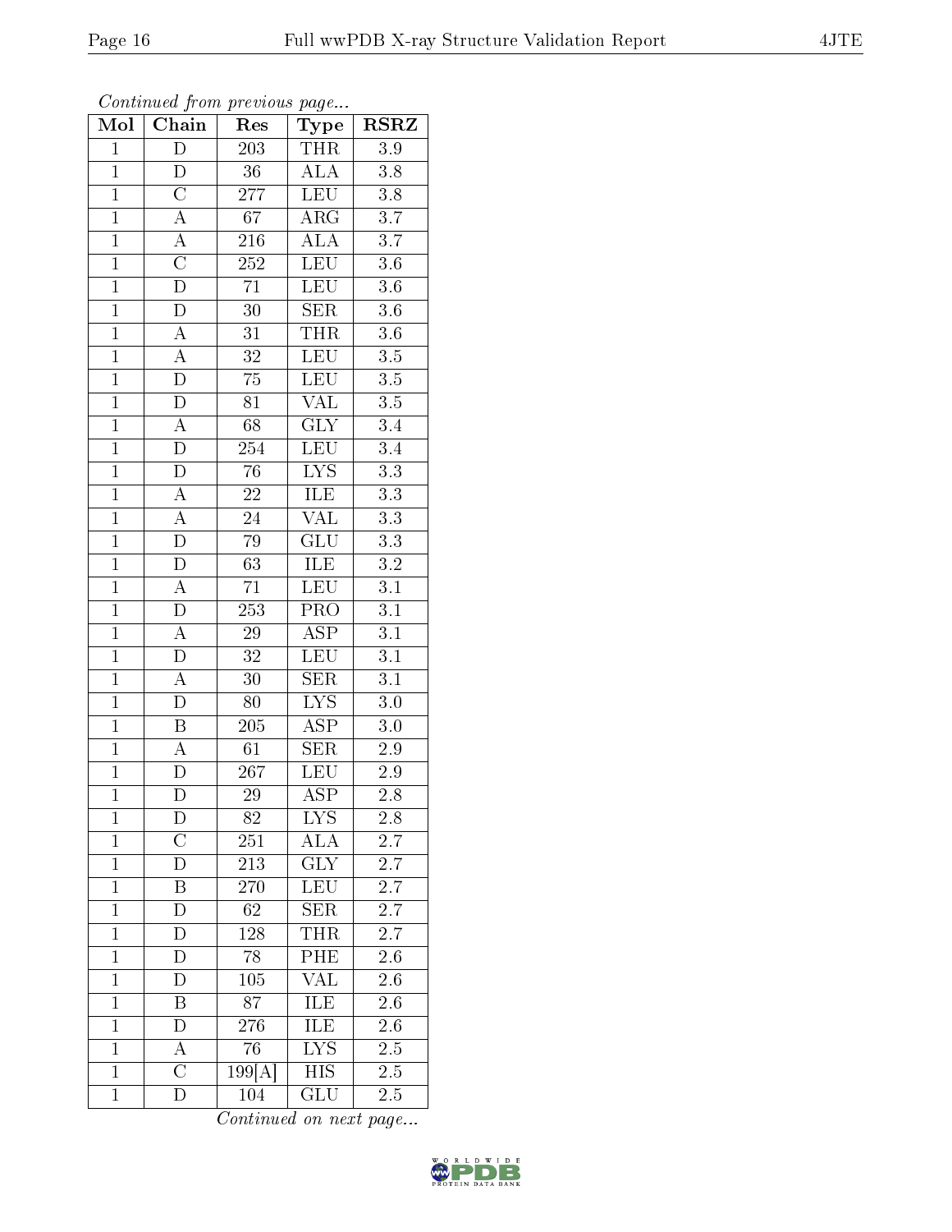*Continued from previous page...*

| Mol | Chain | Res | Type | RSRZ |
|---|---|---|---|---|
| 1 | D | 203 | THR | 3.9 |
| 1 | D | 36 | ALA | 3.8 |
| 1 | C | 277 | LEU | 3.8 |
| 1 | A | 67 | ARG | 3.7 |
| 1 | A | 216 | ALA | 3.7 |
| 1 | C | 252 | LEU | 3.6 |
| 1 | D | 71 | LEU | 3.6 |
| 1 | D | 30 | SER | 3.6 |
| 1 | A | 31 | THR | 3.6 |
| 1 | A | 32 | LEU | 3.5 |
| 1 | D | 75 | LEU | 3.5 |
| 1 | D | 81 | VAL | 3.5 |
| 1 | A | 68 | GLY | 3.4 |
| 1 | D | 254 | LEU | 3.4 |
| 1 | D | 76 | LYS | 3.3 |
| 1 | A | 22 | ILE | 3.3 |
| 1 | A | 24 | VAL | 3.3 |
| 1 | D | 79 | GLU | 3.3 |
| 1 | D | 63 | ILE | 3.2 |
| 1 | A | 71 | LEU | 3.1 |
| 1 | D | 253 | PRO | 3.1 |
| 1 | A | 29 | ASP | 3.1 |
| 1 | D | 32 | LEU | 3.1 |
| 1 | A | 30 | SER | 3.1 |
| 1 | D | 80 | LYS | 3.0 |
| 1 | B | 205 | ASP | 3.0 |
| 1 | A | 61 | SER | 2.9 |
| 1 | D | 267 | LEU | 2.9 |
| 1 | D | 29 | ASP | 2.8 |
| 1 | D | 82 | LYS | 2.8 |
| 1 | C | 251 | ALA | 2.7 |
| 1 | D | 213 | GLY | 2.7 |
| 1 | B | 270 | LEU | 2.7 |
| 1 | D | 62 | SER | 2.7 |
| 1 | D | 128 | THR | 2.7 |
| 1 | D | 78 | PHE | 2.6 |
| 1 | D | 105 | VAL | 2.6 |
| 1 | B | 87 | ILE | 2.6 |
| 1 | D | 276 | ILE | 2.6 |
| 1 | A | 76 | LYS | 2.5 |
| 1 | C | 199[A] | HIS | 2.5 |
| 1 | D | 104 | GLU | 2.5 |

*Continued on next page...*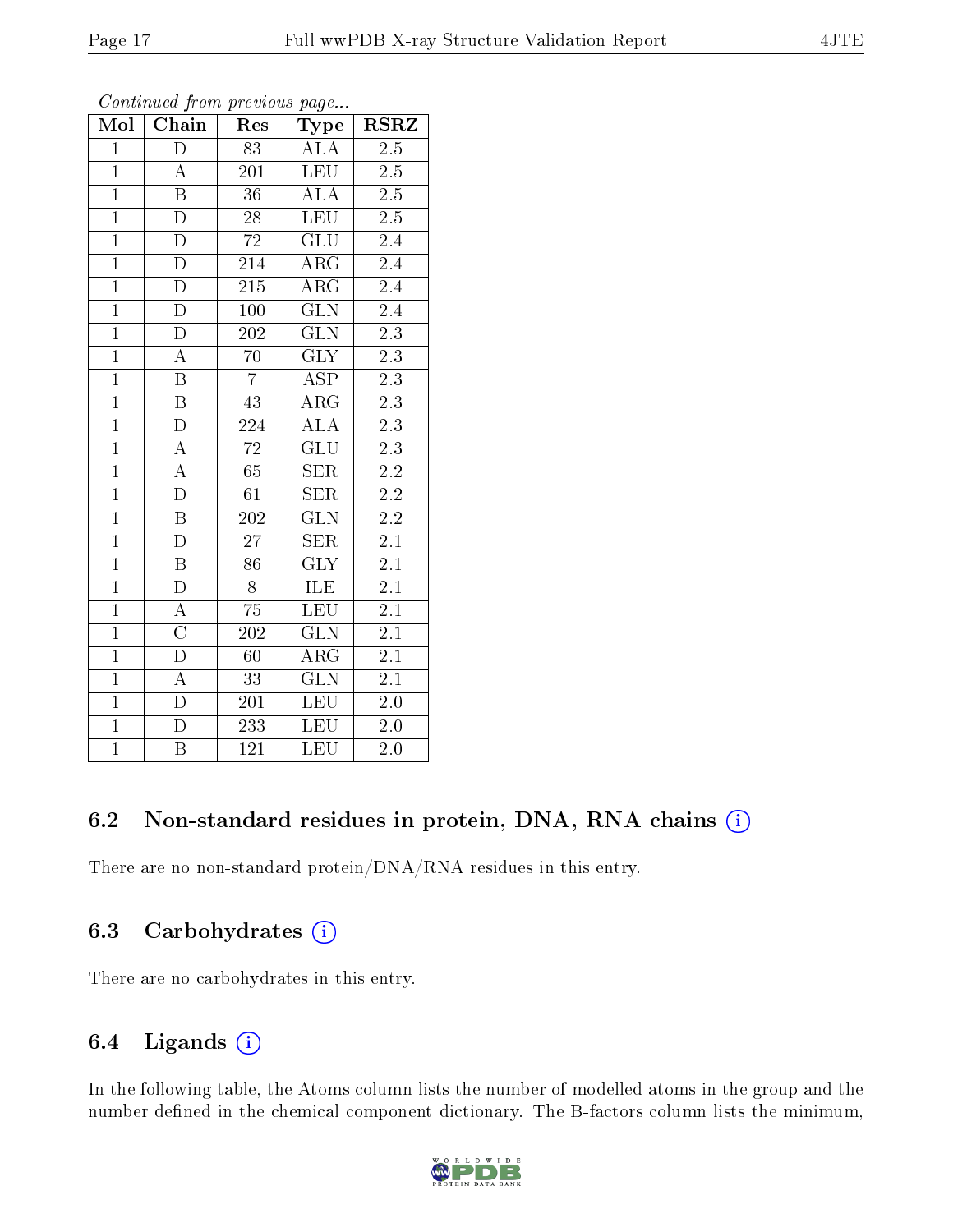*Continued from previous page...*

| Mol | Chain | Res | Type | RSRZ |
|---|---|---|---|---|
| 1 | D | 83 | ALA | 2.5 |
| 1 | A | 201 | LEU | 2.5 |
| 1 | B | 36 | ALA | 2.5 |
| 1 | D | 28 | LEU | 2.5 |
| 1 | D | 72 | GLU | 2.4 |
| 1 | D | 214 | ARG | 2.4 |
| 1 | D | 215 | ARG | 2.4 |
| 1 | D | 100 | GLN | 2.4 |
| 1 | D | 202 | GLN | 2.3 |
| 1 | A | 70 | GLY | 2.3 |
| 1 | B | 7 | ASP | 2.3 |
| 1 | B | 43 | ARG | 2.3 |
| 1 | D | 224 | ALA | 2.3 |
| 1 | A | 72 | GLU | 2.3 |
| 1 | A | 65 | SER | 2.2 |
| 1 | D | 61 | SER | 2.2 |
| 1 | B | 202 | GLN | 2.2 |
| 1 | D | 27 | SER | 2.1 |
| 1 | B | 86 | GLY | 2.1 |
| 1 | D | 8 | ILE | 2.1 |
| 1 | A | 75 | LEU | 2.1 |
| 1 | C | 202 | GLN | 2.1 |
| 1 | D | 60 | ARG | 2.1 |
| 1 | A | 33 | GLN | 2.1 |
| 1 | D | 201 | LEU | 2.0 |
| 1 | D | 233 | LEU | 2.0 |
| 1 | B | 121 | LEU | 2.0 |

### 6.2 Non-standard residues in protein, DNA, RNA chains

There are no non-standard protein/DNA/RNA residues in this entry.

### 6.3 Carbohydrates

There are no carbohydrates in this entry.

### 6.4 Ligands

In the following table, the Atoms column lists the number of modelled atoms in the group and the number defined in the chemical component dictionary. The B-factors column lists the minimum,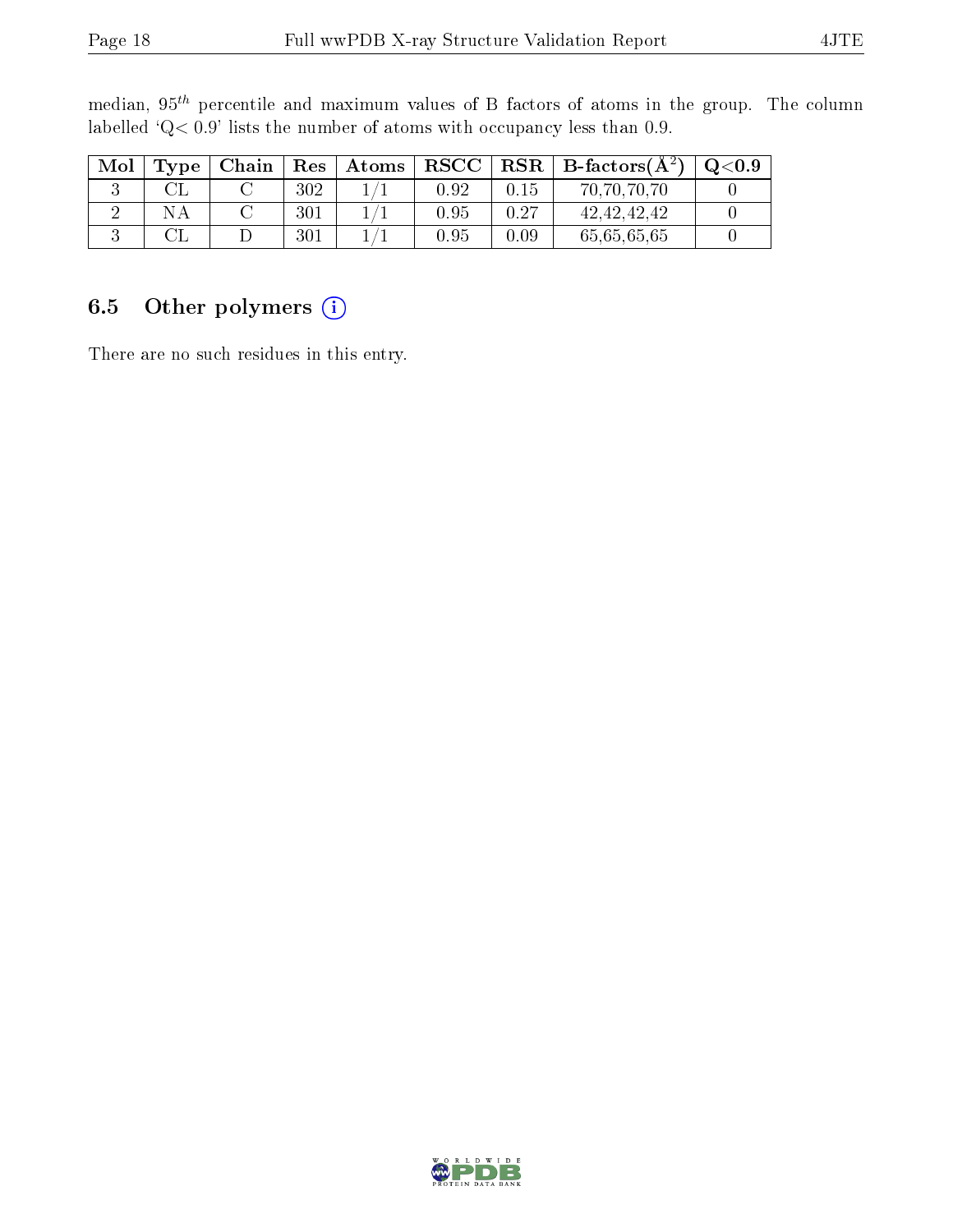median, $95^{th}$ percentile and maximum values of B factors of atoms in the group. The column labelled 'Q< 0.9' lists the number of atoms with occupancy less than 0.9.

| Mol | Type | Chain | Res | Atoms | RSCC | RSR | B-factors($Å^2$) | Q<0.9 |
|---|---|---|---|---|---|---|---|---|
| 3 | CL | C | 302 | 1/1 | 0.92 | 0.15 | 70,70,70,70 | 0 |
| 2 | NA | C | 301 | 1/1 | 0.95 | 0.27 | 42,42,42,42 | 0 |
| 3 | CL | D | 301 | 1/1 | 0.95 | 0.09 | 65,65,65,65 | 0 |

### 6.5 Other polymers

There are no such residues in this entry.